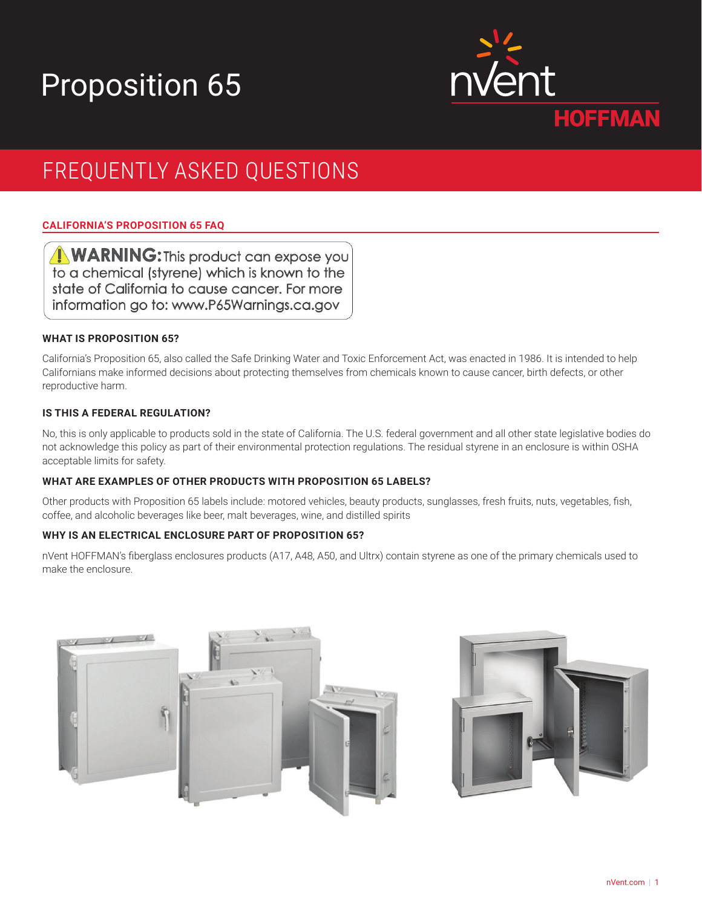# Proposition 65

nVent HOFFMAN

## FREQUENTLY ASKED QUESTIONS

### CALIFORNIA'S PROPOSITION 65 FAQ

⚠ **WARNING:** This product can expose you to a chemical (styrene) which is known to the state of California to cause cancer. For more information go to: www.P65Warnings.ca.gov

#### WHAT IS PROPOSITION 65?

California's Proposition 65, also called the Safe Drinking Water and Toxic Enforcement Act, was enacted in 1986. It is intended to help Californians make informed decisions about protecting themselves from chemicals known to cause cancer, birth defects, or other reproductive harm.

#### IS THIS A FEDERAL REGULATION?

No, this is only applicable to products sold in the state of California. The U.S. federal government and all other state legislative bodies do not acknowledge this policy as part of their environmental protection regulations. The residual styrene in an enclosure is within OSHA acceptable limits for safety.

#### WHAT ARE EXAMPLES OF OTHER PRODUCTS WITH PROPOSITION 65 LABELS?

Other products with Proposition 65 labels include: motored vehicles, beauty products, sunglasses, fresh fruits, nuts, vegetables, fish, coffee, and alcoholic beverages like beer, malt beverages, wine, and distilled spirits

#### WHY IS AN ELECTRICAL ENCLOSURE PART OF PROPOSITION 65?

nVent HOFFMAN's fiberglass enclosures products (A17, A48, A50, and Ultrx) contain styrene as one of the primary chemicals used to make the enclosure.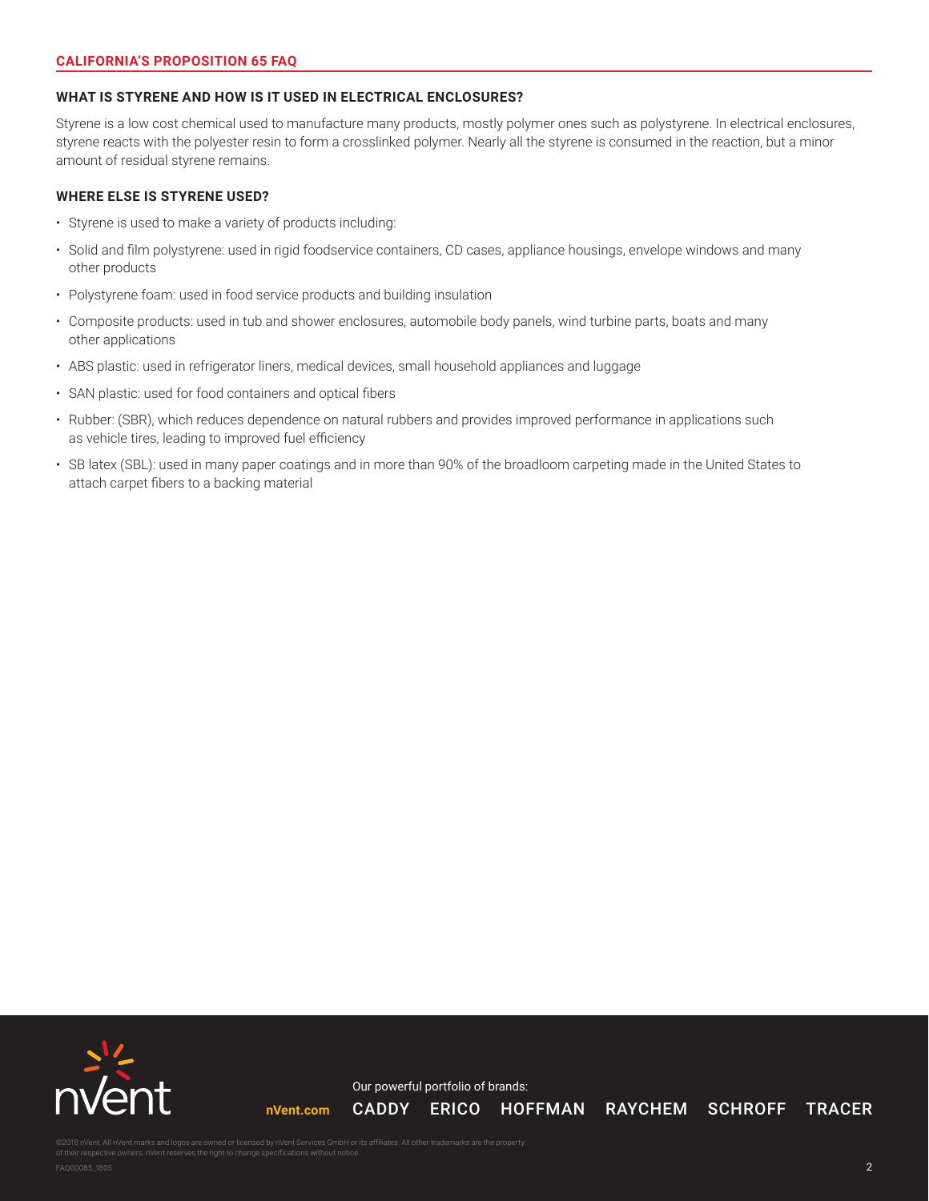## WHAT IS STYRENE AND HOW IS IT USED IN ELECTRICAL ENCLOSURES?

Styrene is a low cost chemical used to manufacture many products, mostly polymer ones such as polystyrene. In electrical enclosures, styrene reacts with the polyester resin to form a crosslinked polymer. Nearly all the styrene is consumed in the reaction, but a minor amount of residual styrene remains.

## WHERE ELSE IS STYRENE USED?

- Styrene is used to make a variety of products including:
- Solid and film polystyrene: used in rigid foodservice containers, CD cases, appliance housings, envelope windows and many other products
- Polystyrene foam: used in food service products and building insulation
- Composite products: used in tub and shower enclosures, automobile body panels, wind turbine parts, boats and many other applications
- ABS plastic: used in refrigerator liners, medical devices, small household appliances and luggage
- SAN plastic: used for food containers and optical fibers
- Rubber: (SBR), which reduces dependence on natural rubbers and provides improved performance in applications such as vehicle tires, leading to improved fuel efficiency
- SB latex (SBL): used in many paper coatings and in more than 90% of the broadloom carpeting made in the United States to attach carpet fibers to a backing material

nVent.com

Our powerful portfolio of brands:

CADDY ERICO HOFFMAN RAYCHEM SCHROFF TRACER

©2018 nVent. All nVent marks and logos are owned or licensed by nVent Services GmbH or its affiliates. All other trademarks are the property of their respective owners. nVent reserves the right to change specifications without notice.

FAQ00085_1805